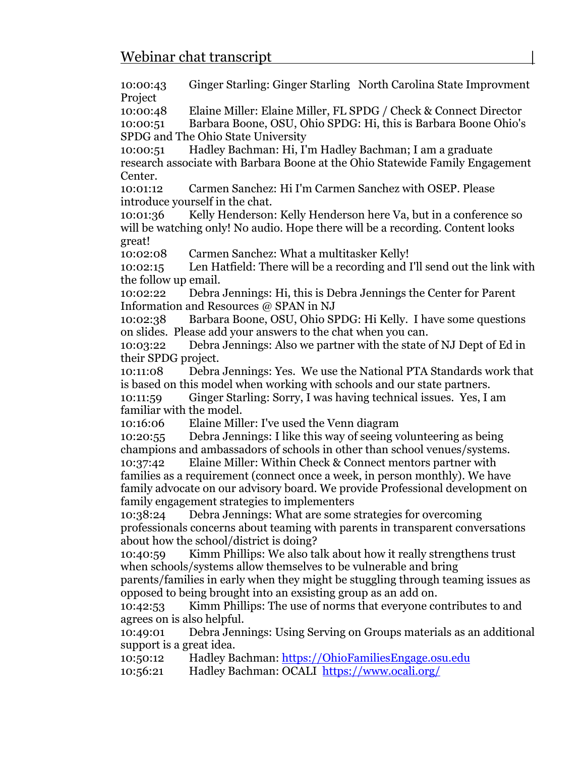# Webinar chat transcript

10:00:43 Ginger Starling: Ginger Starling North Carolina State Improvment Project

10:00:48 Elaine Miller: Elaine Miller, FL SPDG / Check & Connect Director

10:00:51 Barbara Boone, OSU, Ohio SPDG: Hi, this is Barbara Boone Ohio's SPDG and The Ohio State University

10:00:51 Hadley Bachman: Hi, I'm Hadley Bachman; I am a graduate research associate with Barbara Boone at the Ohio Statewide Family Engagement Center.

10:01:12 Carmen Sanchez: Hi I'm Carmen Sanchez with OSEP. Please introduce yourself in the chat.

10:01:36 Kelly Henderson: Kelly Henderson here Va, but in a conference so will be watching only! No audio. Hope there will be a recording. Content looks great!

10:02:08 Carmen Sanchez: What a multitasker Kelly!

10:02:15 Len Hatfield: There will be a recording and I'll send out the link with the follow up email.

10:02:22 Debra Jennings: Hi, this is Debra Jennings the Center for Parent Information and Resources @ SPAN in NJ

10:02:38 Barbara Boone, OSU, Ohio SPDG: Hi Kelly. I have some questions on slides. Please add your answers to the chat when you can.

10:03:22 Debra Jennings: Also we partner with the state of NJ Dept of Ed in their SPDG project.

10:11:08 Debra Jennings: Yes. We use the National PTA Standards work that is based on this model when working with schools and our state partners.

10:11:59 Ginger Starling: Sorry, I was having technical issues. Yes, I am familiar with the model.

10:16:06 Elaine Miller: I've used the Venn diagram

10:20:55 Debra Jennings: I like this way of seeing volunteering as being champions and ambassadors of schools in other than school venues/systems.

10:37:42 Elaine Miller: Within Check & Connect mentors partner with families as a requirement (connect once a week, in person monthly). We have family advocate on our advisory board. We provide Professional development on family engagement strategies to implementers

10:38:24 Debra Jennings: What are some strategies for overcoming professionals concerns about teaming with parents in transparent conversations about how the school/district is doing?

10:40:59 Kimm Phillips: We also talk about how it really strengthens trust when schools/systems allow themselves to be vulnerable and bring parents/families in early when they might be stuggling through teaming issues as opposed to being brought into an exsisting group as an add on.

10:42:53 Kimm Phillips: The use of norms that everyone contributes to and agrees on is also helpful.

10:49:01 Debra Jennings: Using Serving on Groups materials as an additional support is a great idea.

10:50:12 Hadley Bachman: https://OhioFamiliesEngage.osu.edu

10:56:21 Hadley Bachman: OCALI https://www.ocali.org/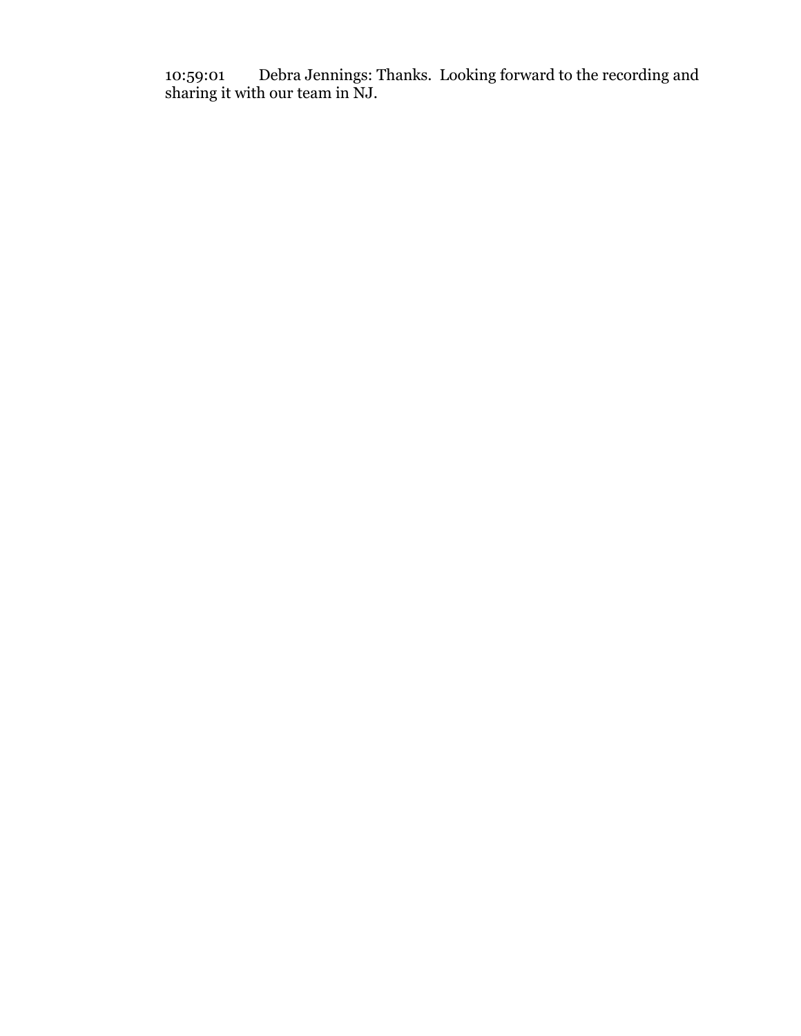10:59:01 Debra Jennings: Thanks. Looking forward to the recording and sharing it with our team in NJ.